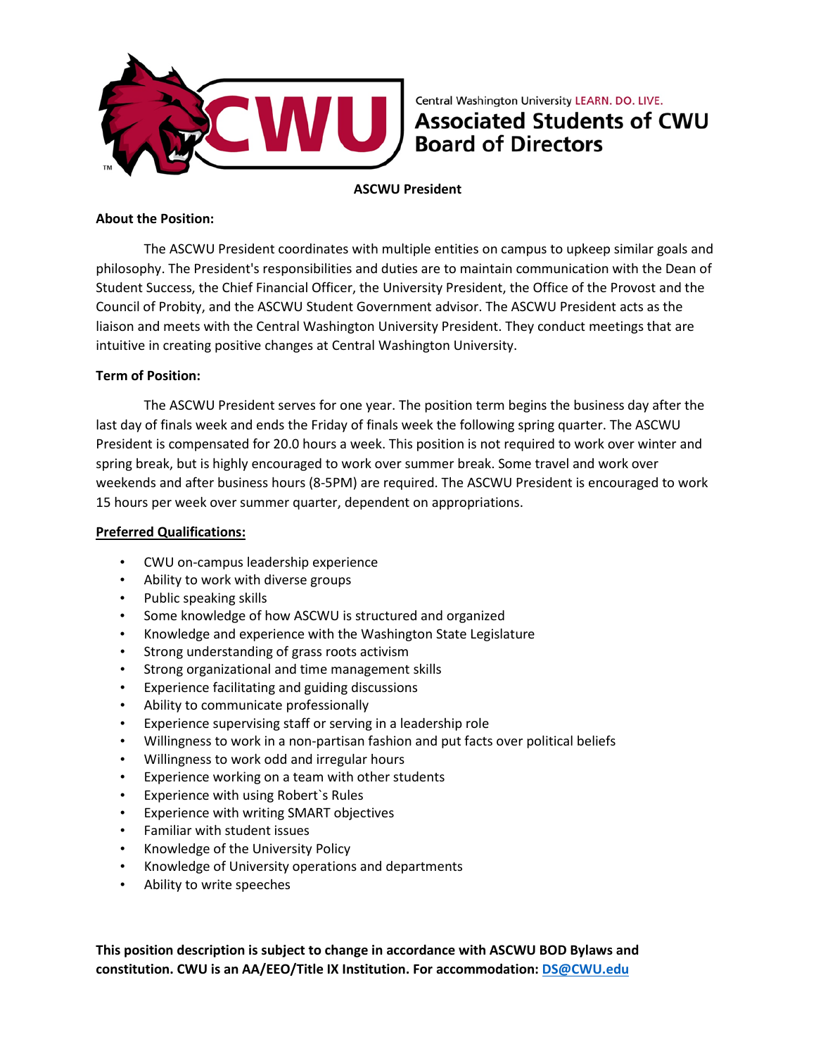Central Washington University LEARN. DO. LIVE.

**Associated Students of CWU**
**Board of Directors**

# ASCWU President

## About the Position:

The ASCWU President coordinates with multiple entities on campus to upkeep similar goals and philosophy. The President's responsibilities and duties are to maintain communication with the Dean of Student Success, the Chief Financial Officer, the University President, the Office of the Provost and the Council of Probity, and the ASCWU Student Government advisor. The ASCWU President acts as the liaison and meets with the Central Washington University President. They conduct meetings that are intuitive in creating positive changes at Central Washington University.

## Term of Position:

The ASCWU President serves for one year. The position term begins the business day after the last day of finals week and ends the Friday of finals week the following spring quarter. The ASCWU President is compensated for 20.0 hours a week. This position is not required to work over winter and spring break, but is highly encouraged to work over summer break. Some travel and work over weekends and after business hours (8-5PM) are required. The ASCWU President is encouraged to work 15 hours per week over summer quarter, dependent on appropriations.

## Preferred Qualifications:

- CWU on-campus leadership experience
- Ability to work with diverse groups
- Public speaking skills
- Some knowledge of how ASCWU is structured and organized
- Knowledge and experience with the Washington State Legislature
- Strong understanding of grass roots activism
- Strong organizational and time management skills
- Experience facilitating and guiding discussions
- Ability to communicate professionally
- Experience supervising staff or serving in a leadership role
- Willingness to work in a non-partisan fashion and put facts over political beliefs
- Willingness to work odd and irregular hours
- Experience working on a team with other students
- Experience with using Robert`s Rules
- Experience with writing SMART objectives
- Familiar with student issues
- Knowledge of the University Policy
- Knowledge of University operations and departments
- Ability to write speeches

**This position description is subject to change in accordance with ASCWU BOD Bylaws and constitution. CWU is an AA/EEO/Title IX Institution. For accommodation: DS@CWU.edu**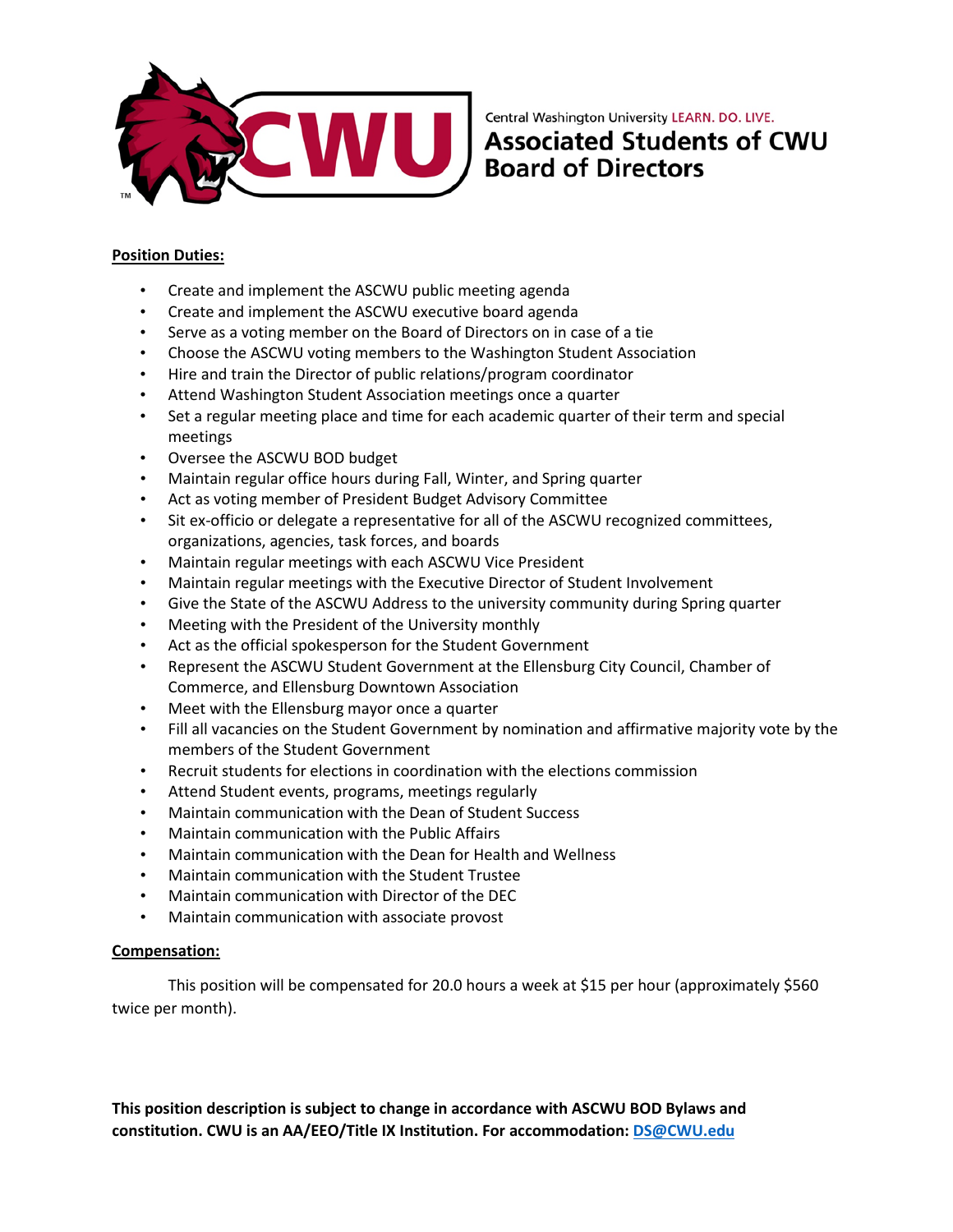Central Washington University LEARN. DO. LIVE.

**Associated Students of CWU**
**Board of Directors**

**Position Duties:**

- Create and implement the ASCWU public meeting agenda
- Create and implement the ASCWU executive board agenda
- Serve as a voting member on the Board of Directors on in case of a tie
- Choose the ASCWU voting members to the Washington Student Association
- Hire and train the Director of public relations/program coordinator
- Attend Washington Student Association meetings once a quarter
- Set a regular meeting place and time for each academic quarter of their term and special meetings
- Oversee the ASCWU BOD budget
- Maintain regular office hours during Fall, Winter, and Spring quarter
- Act as voting member of President Budget Advisory Committee
- Sit ex-officio or delegate a representative for all of the ASCWU recognized committees, organizations, agencies, task forces, and boards
- Maintain regular meetings with each ASCWU Vice President
- Maintain regular meetings with the Executive Director of Student Involvement
- Give the State of the ASCWU Address to the university community during Spring quarter
- Meeting with the President of the University monthly
- Act as the official spokesperson for the Student Government
- Represent the ASCWU Student Government at the Ellensburg City Council, Chamber of Commerce, and Ellensburg Downtown Association
- Meet with the Ellensburg mayor once a quarter
- Fill all vacancies on the Student Government by nomination and affirmative majority vote by the members of the Student Government
- Recruit students for elections in coordination with the elections commission
- Attend Student events, programs, meetings regularly
- Maintain communication with the Dean of Student Success
- Maintain communication with the Public Affairs
- Maintain communication with the Dean for Health and Wellness
- Maintain communication with the Student Trustee
- Maintain communication with Director of the DEC
- Maintain communication with associate provost

**Compensation:**

This position will be compensated for 20.0 hours a week at $15 per hour (approximately $560 twice per month).

**This position description is subject to change in accordance with ASCWU BOD Bylaws and constitution. CWU is an AA/EEO/Title IX Institution. For accommodation: DS@CWU.edu**